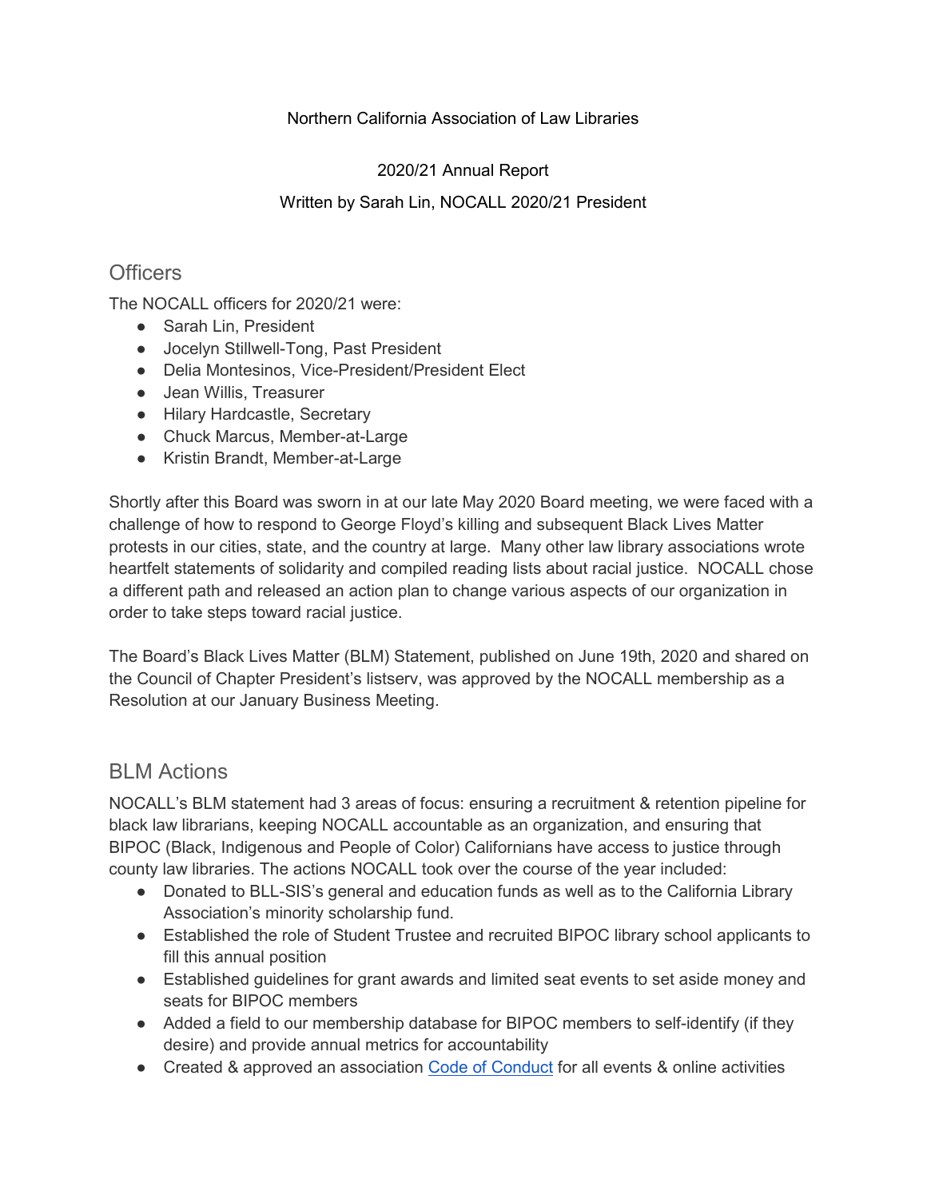Northern California Association of Law Libraries

2020/21 Annual Report

Written by Sarah Lin, NOCALL 2020/21 President

## Officers

The NOCALL officers for 2020/21 were:

- Sarah Lin, President
- Jocelyn Stillwell-Tong, Past President
- Delia Montesinos, Vice-President/President Elect
- Jean Willis, Treasurer
- Hilary Hardcastle, Secretary
- Chuck Marcus, Member-at-Large
- Kristin Brandt, Member-at-Large

Shortly after this Board was sworn in at our late May 2020 Board meeting, we were faced with a challenge of how to respond to George Floyd's killing and subsequent Black Lives Matter protests in our cities, state, and the country at large. Many other law library associations wrote heartfelt statements of solidarity and compiled reading lists about racial justice. NOCALL chose a different path and released an action plan to change various aspects of our organization in order to take steps toward racial justice.

The Board's Black Lives Matter (BLM) Statement, published on June 19th, 2020 and shared on the Council of Chapter President's listserv, was approved by the NOCALL membership as a Resolution at our January Business Meeting.

## BLM Actions

NOCALL's BLM statement had 3 areas of focus: ensuring a recruitment & retention pipeline for black law librarians, keeping NOCALL accountable as an organization, and ensuring that BIPOC (Black, Indigenous and People of Color) Californians have access to justice through county law libraries. The actions NOCALL took over the course of the year included:

- Donated to BLL-SIS's general and education funds as well as to the California Library Association's minority scholarship fund.
- Established the role of Student Trustee and recruited BIPOC library school applicants to fill this annual position
- Established guidelines for grant awards and limited seat events to set aside money and seats for BIPOC members
- Added a field to our membership database for BIPOC members to self-identify (if they desire) and provide annual metrics for accountability
- Created & approved an association Code of Conduct for all events & online activities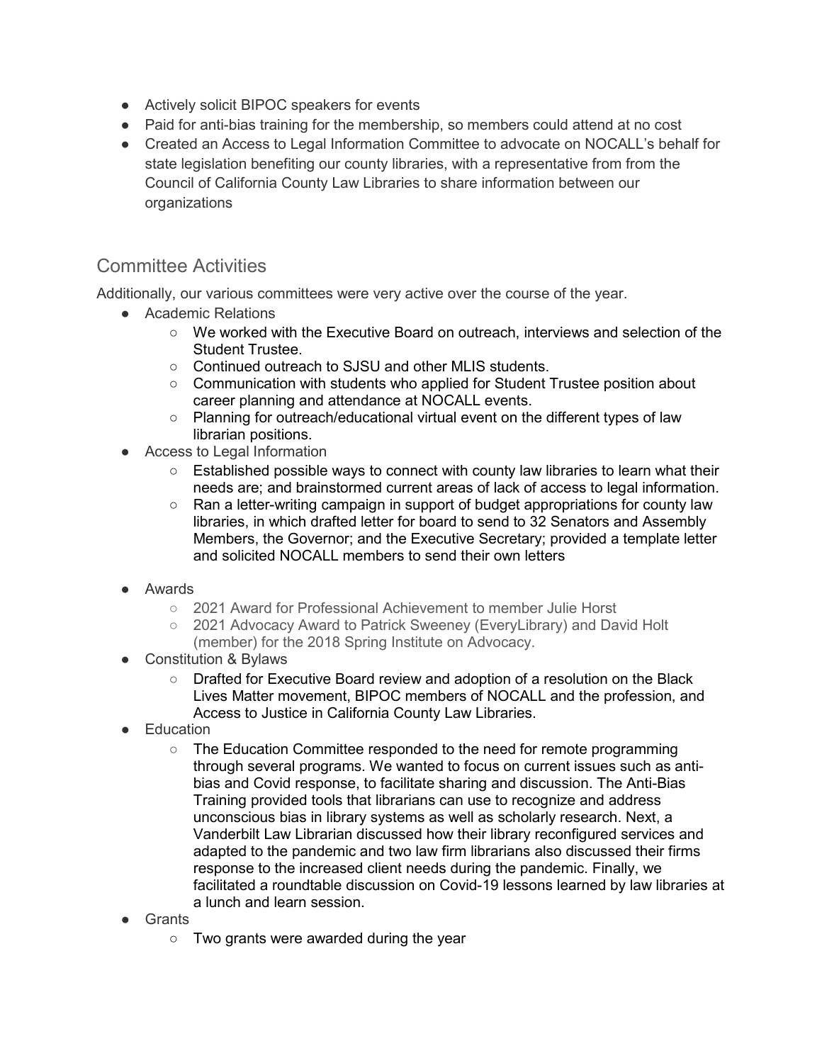- Actively solicit BIPOC speakers for events
- Paid for anti-bias training for the membership, so members could attend at no cost
- Created an Access to Legal Information Committee to advocate on NOCALL's behalf for state legislation benefiting our county libraries, with a representative from from the Council of California County Law Libraries to share information between our organizations

## Committee Activities

Additionally, our various committees were very active over the course of the year.

- Academic Relations
  - We worked with the Executive Board on outreach, interviews and selection of the Student Trustee.
  - Continued outreach to SJSU and other MLIS students.
  - Communication with students who applied for Student Trustee position about career planning and attendance at NOCALL events.
  - Planning for outreach/educational virtual event on the different types of law librarian positions.
- Access to Legal Information
  - Established possible ways to connect with county law libraries to learn what their needs are; and brainstormed current areas of lack of access to legal information.
  - Ran a letter-writing campaign in support of budget appropriations for county law libraries, in which drafted letter for board to send to 32 Senators and Assembly Members, the Governor; and the Executive Secretary; provided a template letter and solicited NOCALL members to send their own letters
- Awards
  - 2021 Award for Professional Achievement to member Julie Horst
  - 2021 Advocacy Award to Patrick Sweeney (EveryLibrary) and David Holt (member) for the 2018 Spring Institute on Advocacy.
- Constitution & Bylaws
  - Drafted for Executive Board review and adoption of a resolution on the Black Lives Matter movement, BIPOC members of NOCALL and the profession, and Access to Justice in California County Law Libraries.
- Education
  - The Education Committee responded to the need for remote programming through several programs. We wanted to focus on current issues such as anti-bias and Covid response, to facilitate sharing and discussion. The Anti-Bias Training provided tools that librarians can use to recognize and address unconscious bias in library systems as well as scholarly research. Next, a Vanderbilt Law Librarian discussed how their library reconfigured services and adapted to the pandemic and two law firm librarians also discussed their firms response to the increased client needs during the pandemic. Finally, we facilitated a roundtable discussion on Covid-19 lessons learned by law libraries at a lunch and learn session.
- Grants
  - Two grants were awarded during the year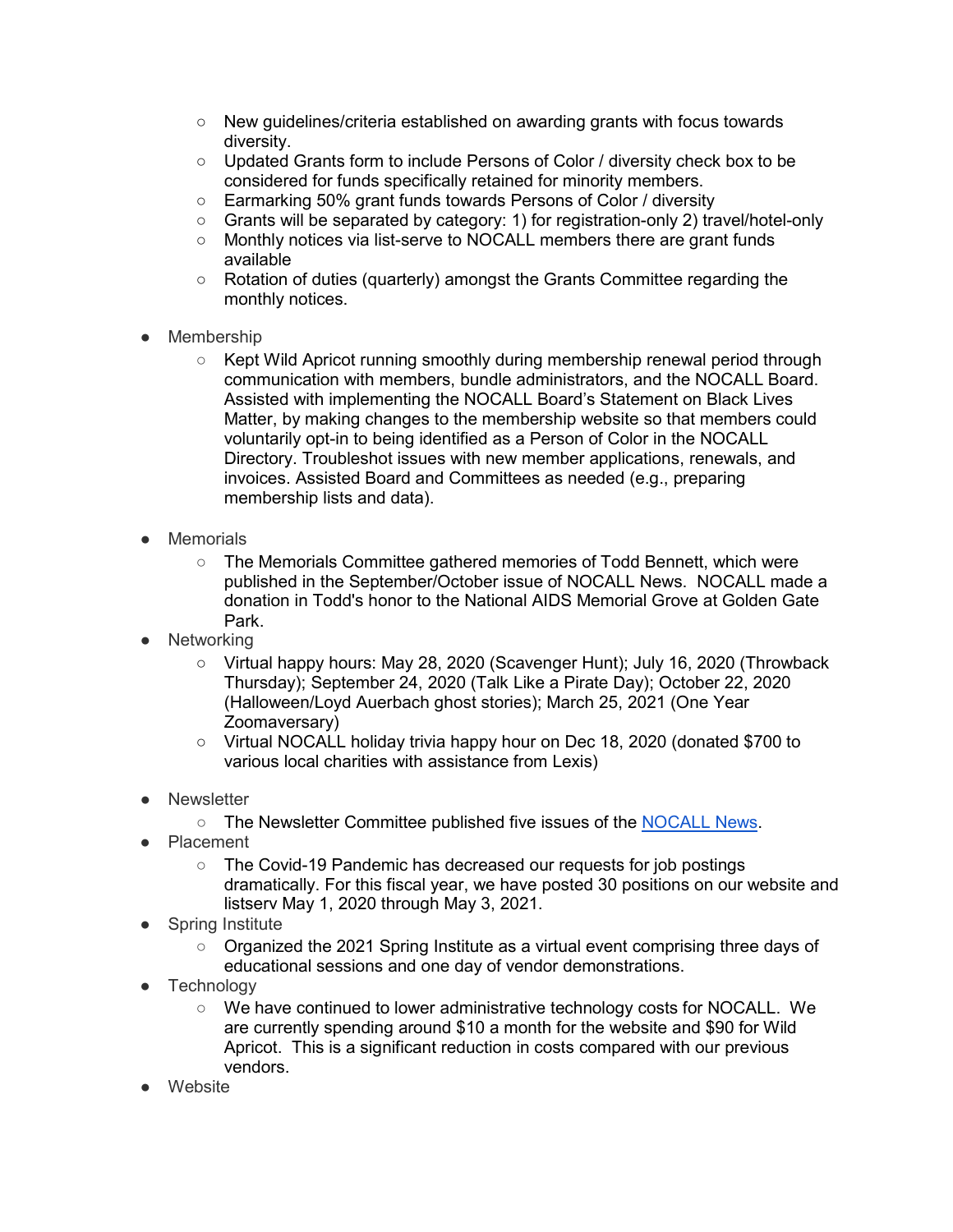- New guidelines/criteria established on awarding grants with focus towards diversity.
  - Updated Grants form to include Persons of Color / diversity check box to be considered for funds specifically retained for minority members.
  - Earmarking 50% grant funds towards Persons of Color / diversity
  - Grants will be separated by category: 1) for registration-only 2) travel/hotel-only
  - Monthly notices via list-serve to NOCALL members there are grant funds available
  - Rotation of duties (quarterly) amongst the Grants Committee regarding the monthly notices.

- Membership
  - Kept Wild Apricot running smoothly during membership renewal period through communication with members, bundle administrators, and the NOCALL Board. Assisted with implementing the NOCALL Board's Statement on Black Lives Matter, by making changes to the membership website so that members could voluntarily opt-in to being identified as a Person of Color in the NOCALL Directory. Troubleshot issues with new member applications, renewals, and invoices. Assisted Board and Committees as needed (e.g., preparing membership lists and data).

- Memorials
  - The Memorials Committee gathered memories of Todd Bennett, which were published in the September/October issue of NOCALL News. NOCALL made a donation in Todd's honor to the National AIDS Memorial Grove at Golden Gate Park.
- Networking
  - Virtual happy hours: May 28, 2020 (Scavenger Hunt); July 16, 2020 (Throwback Thursday); September 24, 2020 (Talk Like a Pirate Day); October 22, 2020 (Halloween/Loyd Auerbach ghost stories); March 25, 2021 (One Year Zoomaversary)
  - Virtual NOCALL holiday trivia happy hour on Dec 18, 2020 (donated $700 to various local charities with assistance from Lexis)

- Newsletter
  - The Newsletter Committee published five issues of the NOCALL News.
- Placement
  - The Covid-19 Pandemic has decreased our requests for job postings dramatically. For this fiscal year, we have posted 30 positions on our website and listserv May 1, 2020 through May 3, 2021.
- Spring Institute
  - Organized the 2021 Spring Institute as a virtual event comprising three days of educational sessions and one day of vendor demonstrations.
- Technology
  - We have continued to lower administrative technology costs for NOCALL. We are currently spending around $10 a month for the website and $90 for Wild Apricot. This is a significant reduction in costs compared with our previous vendors.
- Website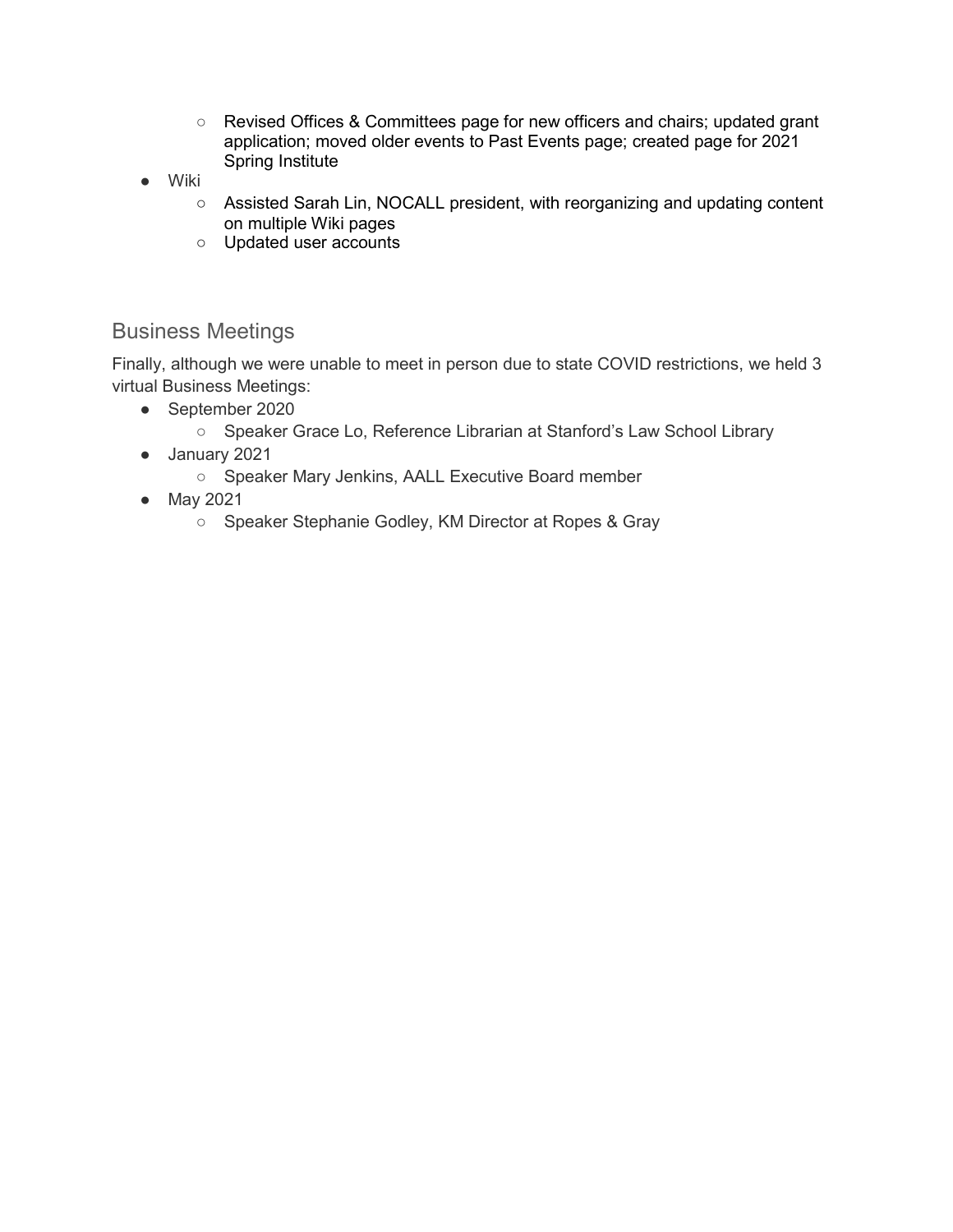- Revised Offices & Committees page for new officers and chairs; updated grant application; moved older events to Past Events page; created page for 2021 Spring Institute
- Wiki
    - Assisted Sarah Lin, NOCALL president, with reorganizing and updating content on multiple Wiki pages
    - Updated user accounts

## Business Meetings

Finally, although we were unable to meet in person due to state COVID restrictions, we held 3 virtual Business Meetings:

- September 2020
    - Speaker Grace Lo, Reference Librarian at Stanford's Law School Library
- January 2021
    - Speaker Mary Jenkins, AALL Executive Board member
- May 2021
    - Speaker Stephanie Godley, KM Director at Ropes & Gray